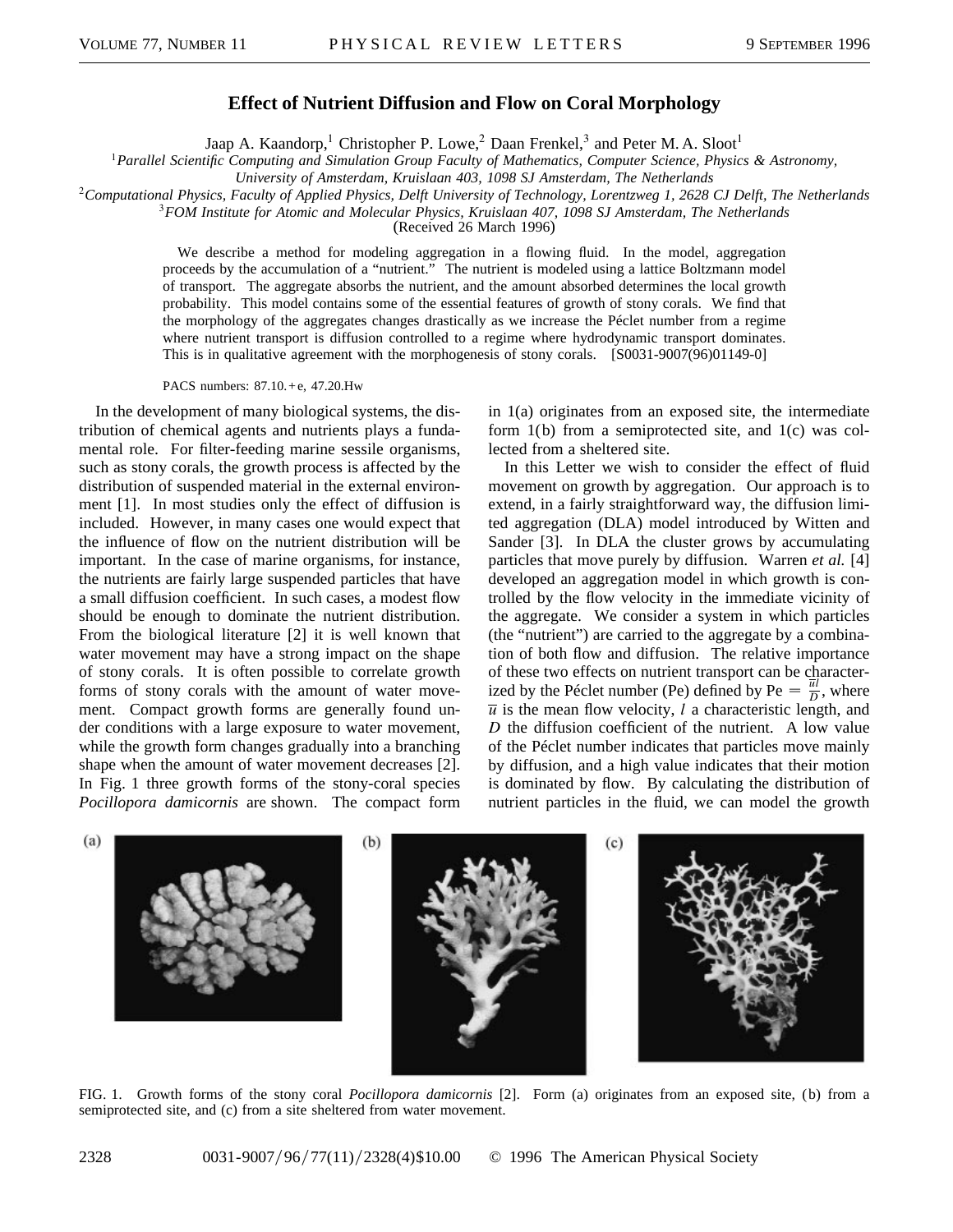# Effect of Nutrient Diffusion and Flow on Coral Morphology

Jaap A. Kaandorp,[1] Christopher P. Lowe,[2] Daan Frenkel,[3] and Peter M. A. Sloot[1]

[1]*Parallel Scientific Computing and Simulation Group Faculty of Mathematics, Computer Science, Physics & Astronomy, University of Amsterdam, Kruislaan 403, 1098 SJ Amsterdam, The Netherlands*

[2]*Computational Physics, Faculty of Applied Physics, Delft University of Technology, Lorentzweg 1, 2628 CJ Delft, The Netherlands*

[3]*FOM Institute for Atomic and Molecular Physics, Kruislaan 407, 1098 SJ Amsterdam, The Netherlands*

(Received 26 March 1996)

We describe a method for modeling aggregation in a flowing fluid. In the model, aggregation proceeds by the accumulation of a "nutrient." The nutrient is modeled using a lattice Boltzmann model of transport. The aggregate absorbs the nutrient, and the amount absorbed determines the local growth probability. This model contains some of the essential features of growth of stony corals. We find that the morphology of the aggregates changes drastically as we increase the Péclet number from a regime where nutrient transport is diffusion controlled to a regime where hydrodynamic transport dominates. This is in qualitative agreement with the morphogenesis of stony corals. [S0031-9007(96)01149-0]

PACS numbers: 87.10.+e, 47.20.Hw

In the development of many biological systems, the distribution of chemical agents and nutrients plays a fundamental role. For filter-feeding marine sessile organisms, such as stony corals, the growth process is affected by the distribution of suspended material in the external environment [1]. In most studies only the effect of diffusion is included. However, in many cases one would expect that the influence of flow on the nutrient distribution will be important. In the case of marine organisms, for instance, the nutrients are fairly large suspended particles that have a small diffusion coefficient. In such cases, a modest flow should be enough to dominate the nutrient distribution. From the biological literature [2] it is well known that water movement may have a strong impact on the shape of stony corals. It is often possible to correlate growth forms of stony corals with the amount of water movement. Compact growth forms are generally found under conditions with a large exposure to water movement, while the growth form changes gradually into a branching shape when the amount of water movement decreases [2]. In Fig. 1 three growth forms of the stony-coral species *Pocillopora damicornis* are shown. The compact form in 1(a) originates from an exposed site, the intermediate form 1(b) from a semiprotected site, and 1(c) was collected from a sheltered site.

In this Letter we wish to consider the effect of fluid movement on growth by aggregation. Our approach is to extend, in a fairly straightforward way, the diffusion limited aggregation (DLA) model introduced by Witten and Sander [3]. In DLA the cluster grows by accumulating particles that move purely by diffusion. Warren *et al.* [4] developed an aggregation model in which growth is controlled by the flow velocity in the immediate vicinity of the aggregate. We consider a system in which particles (the "nutrient") are carried to the aggregate by a combination of both flow and diffusion. The relative importance of these two effects on nutrient transport can be characterized by the Péclet number (Pe) defined by $\mathrm{Pe} = \frac{\overline{u}l}{D}$, where $\overline{u}$ is the mean flow velocity, $l$ a characteristic length, and $D$ the diffusion coefficient of the nutrient. A low value of the Péclet number indicates that particles move mainly by diffusion, and a high value indicates that their motion is dominated by flow. By calculating the distribution of nutrient particles in the fluid, we can model the growth

FIG. 1. Growth forms of the stony coral *Pocillopora damicornis* [2]. Form (a) originates from an exposed site, (b) from a semiprotected site, and (c) from a site sheltered from water movement.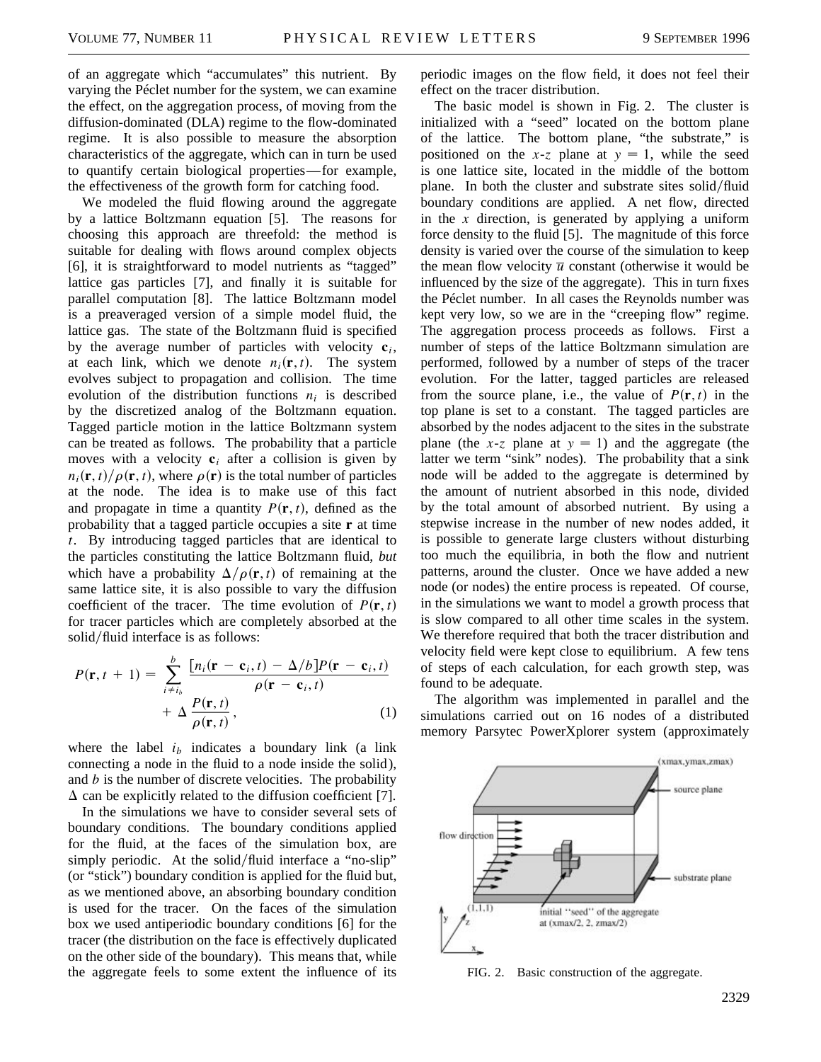of an aggregate which "accumulates" this nutrient. By varying the Péclet number for the system, we can examine the effect, on the aggregation process, of moving from the diffusion-dominated (DLA) regime to the flow-dominated regime. It is also possible to measure the absorption characteristics of the aggregate, which can in turn be used to quantify certain biological properties—for example, the effectiveness of the growth form for catching food.

We modeled the fluid flowing around the aggregate by a lattice Boltzmann equation [5]. The reasons for choosing this approach are threefold: the method is suitable for dealing with flows around complex objects [6], it is straightforward to model nutrients as "tagged" lattice gas particles [7], and finally it is suitable for parallel computation [8]. The lattice Boltzmann model is a preaveraged version of a simple model fluid, the lattice gas. The state of the Boltzmann fluid is specified by the average number of particles with velocity $\mathbf{c}_i$, at each link, which we denote $n_i(\mathbf{r}, t)$. The system evolves subject to propagation and collision. The time evolution of the distribution functions $n_i$ is described by the discretized analog of the Boltzmann equation. Tagged particle motion in the lattice Boltzmann system can be treated as follows. The probability that a particle moves with a velocity $\mathbf{c}_i$ after a collision is given by $n_i(\mathbf{r}, t)/\rho(\mathbf{r}, t)$, where $\rho(\mathbf{r})$ is the total number of particles at the node. The idea is to make use of this fact and propagate in time a quantity $P(\mathbf{r}, t)$, defined as the probability that a tagged particle occupies a site $\mathbf{r}$ at time $t$. By introducing tagged particles that are identical to the particles constituting the lattice Boltzmann fluid, *but* which have a probability $\Delta/\rho(\mathbf{r}, t)$ of remaining at the same lattice site, it is also possible to vary the diffusion coefficient of the tracer. The time evolution of $P(\mathbf{r}, t)$ for tracer particles which are completely absorbed at the solid/fluid interface is as follows:

$$P(\mathbf{r}, t + 1) = \sum_{i \neq i_b}^{b} \frac{[n_i(\mathbf{r} - \mathbf{c}_i, t) - \Delta/b]P(\mathbf{r} - \mathbf{c}_i, t)}{\rho(\mathbf{r} - \mathbf{c}_i, t)} + \Delta \frac{P(\mathbf{r}, t)}{\rho(\mathbf{r}, t)}, \tag{1}$$

where the label $i_b$ indicates a boundary link (a link connecting a node in the fluid to a node inside the solid), and $b$ is the number of discrete velocities. The probability $\Delta$ can be explicitly related to the diffusion coefficient [7].

In the simulations we have to consider several sets of boundary conditions. The boundary conditions applied for the fluid, at the faces of the simulation box, are simply periodic. At the solid/fluid interface a "no-slip" (or "stick") boundary condition is applied for the fluid but, as we mentioned above, an absorbing boundary condition is used for the tracer. On the faces of the simulation box we used antiperiodic boundary conditions [6] for the tracer (the distribution on the face is effectively duplicated on the other side of the boundary). This means that, while the aggregate feels to some extent the influence of its periodic images on the flow field, it does not feel their effect on the tracer distribution.

The basic model is shown in Fig. 2. The cluster is initialized with a "seed" located on the bottom plane of the lattice. The bottom plane, "the substrate," is positioned on the $x$-$z$ plane at $y = 1$, while the seed is one lattice site, located in the middle of the bottom plane. In both the cluster and substrate sites solid/fluid boundary conditions are applied. A net flow, directed in the $x$ direction, is generated by applying a uniform force density to the fluid [5]. The magnitude of this force density is varied over the course of the simulation to keep the mean flow velocity $\overline{u}$ constant (otherwise it would be influenced by the size of the aggregate). This in turn fixes the Péclet number. In all cases the Reynolds number was kept very low, so we are in the "creeping flow" regime. The aggregation process proceeds as follows. First a number of steps of the lattice Boltzmann simulation are performed, followed by a number of steps of the tracer evolution. For the latter, tagged particles are released from the source plane, i.e., the value of $P(\mathbf{r}, t)$ in the top plane is set to a constant. The tagged particles are absorbed by the nodes adjacent to the sites in the substrate plane (the $x$-$z$ plane at $y = 1$) and the aggregate (the latter we term "sink" nodes). The probability that a sink node will be added to the aggregate is determined by the amount of nutrient absorbed in this node, divided by the total amount of absorbed nutrient. By using a stepwise increase in the number of new nodes added, it is possible to generate large clusters without disturbing too much the equilibria, in both the flow and nutrient patterns, around the cluster. Once we have added a new node (or nodes) the entire process is repeated. Of course, in the simulations we want to model a growth process that is slow compared to all other time scales in the system. We therefore required that both the tracer distribution and velocity field were kept close to equilibrium. A few tens of steps of each calculation, for each growth step, was found to be adequate.

The algorithm was implemented in parallel and the simulations carried out on 16 nodes of a distributed memory Parsytec PowerXplorer system (approximately

FIG. 2. Basic construction of the aggregate.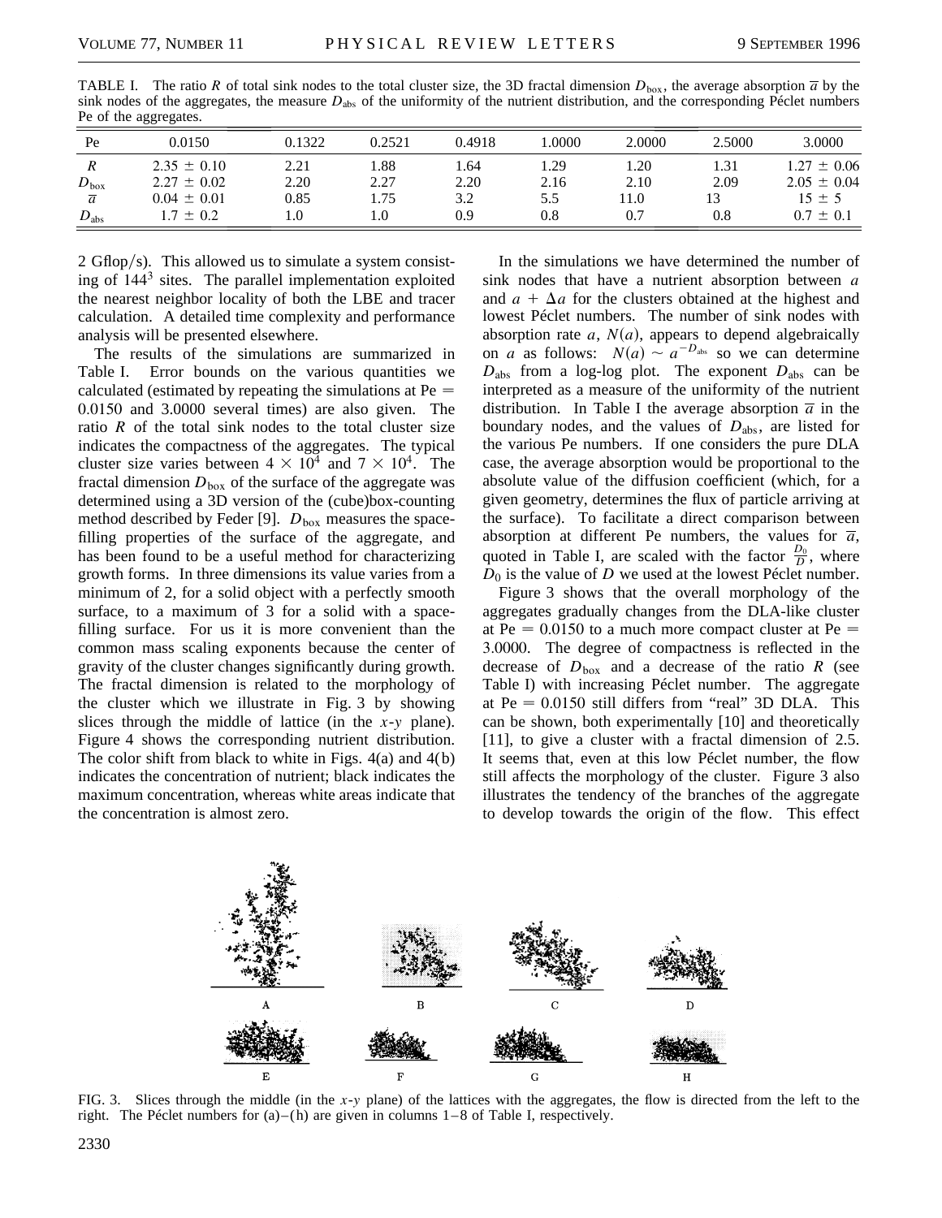TABLE I. The ratio $R$ of total sink nodes to the total cluster size, the 3D fractal dimension $D_{\text{box}}$, the average absorption $\overline{a}$ by the sink nodes of the aggregates, the measure $D_{\text{abs}}$ of the uniformity of the nutrient distribution, and the corresponding Péclet numbers Pe of the aggregates.

| Pe | 0.0150 | 0.1322 | 0.2521 | 0.4918 | 1.0000 | 2.0000 | 2.5000 | 3.0000 |
|---|---|---|---|---|---|---|---|---|
| $R$ | 2.35 ± 0.10 | 2.21 | 1.88 | 1.64 | 1.29 | 1.20 | 1.31 | 1.27 ± 0.06 |
| $D_{\text{box}}$ | 2.27 ± 0.02 | 2.20 | 2.27 | 2.20 | 2.16 | 2.10 | 2.09 | 2.05 ± 0.04 |
| $\overline{a}$ | 0.04 ± 0.01 | 0.85 | 1.75 | 3.2 | 5.5 | 11.0 | 13 | 15 ± 5 |
| $D_{\text{abs}}$ | 1.7 ± 0.2 | 1.0 | 1.0 | 0.9 | 0.8 | 0.7 | 0.8 | 0.7 ± 0.1 |

2 Gflop/s). This allowed us to simulate a system consisting of $144^3$ sites. The parallel implementation exploited the nearest neighbor locality of both the LBE and tracer calculation. A detailed time complexity and performance analysis will be presented elsewhere.

The results of the simulations are summarized in Table I. Error bounds on the various quantities we calculated (estimated by repeating the simulations at Pe = 0.0150 and 3.0000 several times) are also given. The ratio $R$ of the total sink nodes to the total cluster size indicates the compactness of the aggregates. The typical cluster size varies between $4 \times 10^4$ and $7 \times 10^4$. The fractal dimension $D_{\text{box}}$ of the surface of the aggregate was determined using a 3D version of the (cube)box-counting method described by Feder [9]. $D_{\text{box}}$ measures the space-filling properties of the surface of the aggregate, and has been found to be a useful method for characterizing growth forms. In three dimensions its value varies from a minimum of 2, for a solid object with a perfectly smooth surface, to a maximum of 3 for a solid with a space-filling surface. For us it is more convenient than the common mass scaling exponents because the center of gravity of the cluster changes significantly during growth. The fractal dimension is related to the morphology of the cluster which we illustrate in Fig. 3 by showing slices through the middle of lattice (in the $x$-$y$ plane). Figure 4 shows the corresponding nutrient distribution. The color shift from black to white in Figs. 4(a) and 4(b) indicates the concentration of nutrient; black indicates the maximum concentration, whereas white areas indicate that the concentration is almost zero.

In the simulations we have determined the number of sink nodes that have a nutrient absorption between $a$ and $a + \Delta a$ for the clusters obtained at the highest and lowest Péclet numbers. The number of sink nodes with absorption rate $a$, $N(a)$, appears to depend algebraically on $a$ as follows: $N(a) \sim a^{-D_{\text{abs}}}$ so we can determine $D_{\text{abs}}$ from a log-log plot. The exponent $D_{\text{abs}}$ can be interpreted as a measure of the uniformity of the nutrient distribution. In Table I the average absorption $\overline{a}$ in the boundary nodes, and the values of $D_{\text{abs}}$, are listed for the various Pe numbers. If one considers the pure DLA case, the average absorption would be proportional to the absolute value of the diffusion coefficient (which, for a given geometry, determines the flux of particle arriving at the surface). To facilitate a direct comparison between absorption at different Pe numbers, the values for $\overline{a}$, quoted in Table I, are scaled with the factor $\frac{D_0}{D}$, where $D_0$ is the value of $D$ we used at the lowest Péclet number.

Figure 3 shows that the overall morphology of the aggregates gradually changes from the DLA-like cluster at Pe = 0.0150 to a much more compact cluster at Pe = 3.0000. The degree of compactness is reflected in the decrease of $D_{\text{box}}$ and a decrease of the ratio $R$ (see Table I) with increasing Péclet number. The aggregate at Pe = 0.0150 still differs from "real" 3D DLA. This can be shown, both experimentally [10] and theoretically [11], to give a cluster with a fractal dimension of 2.5. It seems that, even at this low Péclet number, the flow still affects the morphology of the cluster. Figure 3 also illustrates the tendency of the branches of the aggregate to develop towards the origin of the flow. This effect

FIG. 3. Slices through the middle (in the $x$-$y$ plane) of the lattices with the aggregates, the flow is directed from the left to the right. The Péclet numbers for (a)–(h) are given in columns 1–8 of Table I, respectively.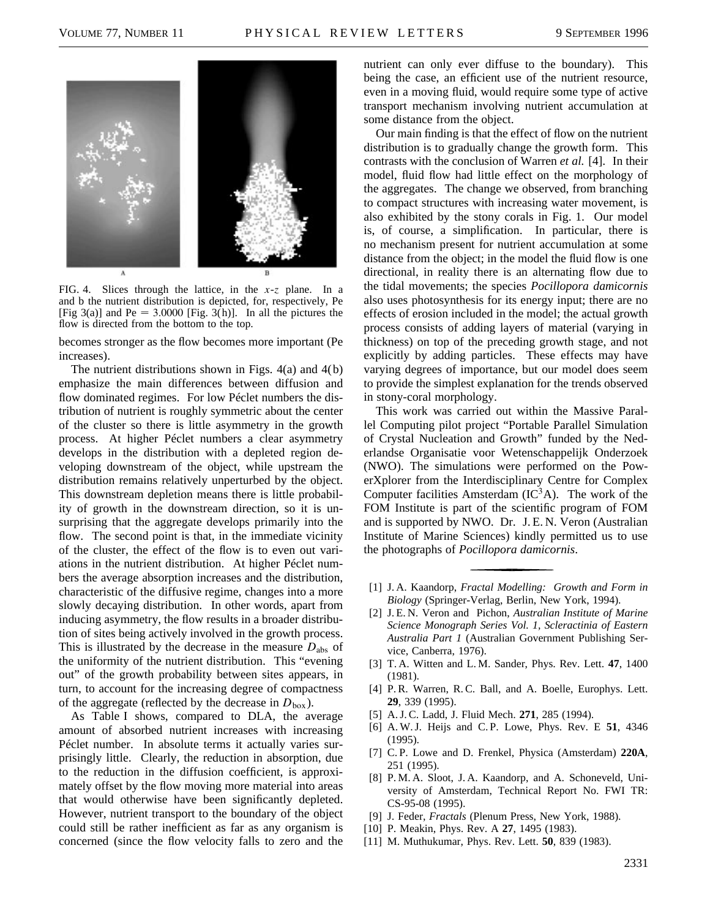FIG. 4. Slices through the lattice, in the $x$-$z$ plane. In a and b the nutrient distribution is depicted, for, respectively, Pe [Fig 3(a)] and Pe = 3.0000 [Fig. 3(h)]. In all the pictures the flow is directed from the bottom to the top.

becomes stronger as the flow becomes more important (Pe increases).

The nutrient distributions shown in Figs. 4(a) and 4(b) emphasize the main differences between diffusion and flow dominated regimes. For low Péclet numbers the distribution of nutrient is roughly symmetric about the center of the cluster so there is little asymmetry in the growth process. At higher Péclet numbers a clear asymmetry develops in the distribution with a depleted region developing downstream of the object, while upstream the distribution remains relatively unperturbed by the object. This downstream depletion means there is little probability of growth in the downstream direction, so it is unsurprising that the aggregate develops primarily into the flow. The second point is that, in the immediate vicinity of the cluster, the effect of the flow is to even out variations in the nutrient distribution. At higher Péclet numbers the average absorption increases and the distribution, characteristic of the diffusive regime, changes into a more slowly decaying distribution. In other words, apart from inducing asymmetry, the flow results in a broader distribution of sites being actively involved in the growth process. This is illustrated by the decrease in the measure $D_{\mathrm{abs}}$ of the uniformity of the nutrient distribution. This "evening out" of the growth probability between sites appears, in turn, to account for the increasing degree of compactness of the aggregate (reflected by the decrease in $D_{\mathrm{box}}$).

As Table I shows, compared to DLA, the average amount of absorbed nutrient increases with increasing Péclet number. In absolute terms it actually varies surprisingly little. Clearly, the reduction in absorption, due to the reduction in the diffusion coefficient, is approximately offset by the flow moving more material into areas that would otherwise have been significantly depleted. However, nutrient transport to the boundary of the object could still be rather inefficient as far as any organism is concerned (since the flow velocity falls to zero and the nutrient can only ever diffuse to the boundary). This being the case, an efficient use of the nutrient resource, even in a moving fluid, would require some type of active transport mechanism involving nutrient accumulation at some distance from the object.

Our main finding is that the effect of flow on the nutrient distribution is to gradually change the growth form. This contrasts with the conclusion of Warren *et al.* [4]. In their model, fluid flow had little effect on the morphology of the aggregates. The change we observed, from branching to compact structures with increasing water movement, is also exhibited by the stony corals in Fig. 1. Our model is, of course, a simplification. In particular, there is no mechanism present for nutrient accumulation at some distance from the object; in the model the fluid flow is one directional, in reality there is an alternating flow due to the tidal movements; the species *Pocillopora damicornis* also uses photosynthesis for its energy input; there are no effects of erosion included in the model; the actual growth process consists of adding layers of material (varying in thickness) on top of the preceding growth stage, and not explicitly by adding particles. These effects may have varying degrees of importance, but our model does seem to provide the simplest explanation for the trends observed in stony-coral morphology.

This work was carried out within the Massive Parallel Computing pilot project "Portable Parallel Simulation of Crystal Nucleation and Growth" funded by the Nederlandse Organisatie voor Wetenschappelijk Onderzoek (NWO). The simulations were performed on the PowerXplorer from the Interdisciplinary Centre for Complex Computer facilities Amsterdam ($\mathrm{IC^3A}$). The work of the FOM Institute is part of the scientific program of FOM and is supported by NWO. Dr. J. E. N. Veron (Australian Institute of Marine Sciences) kindly permitted us to use the photographs of *Pocillopora damicornis*.

---

[1] J. A. Kaandorp, *Fractal Modelling: Growth and Form in Biology* (Springer-Verlag, Berlin, New York, 1994).

[2] J. E. N. Veron and Pichon, *Australian Institute of Marine Science Monograph Series Vol. 1, Scleractinia of Eastern Australia Part 1* (Australian Government Publishing Service, Canberra, 1976).

[3] T. A. Witten and L. M. Sander, Phys. Rev. Lett. **47**, 1400 (1981).

[4] P. R. Warren, R. C. Ball, and A. Boelle, Europhys. Lett. **29**, 339 (1995).

[5] A. J. C. Ladd, J. Fluid Mech. **271**, 285 (1994).

[6] A. W. J. Heijs and C. P. Lowe, Phys. Rev. E **51**, 4346 (1995).

[7] C. P. Lowe and D. Frenkel, Physica (Amsterdam) **220A**, 251 (1995).

[8] P. M. A. Sloot, J. A. Kaandorp, and A. Schoneveld, University of Amsterdam, Technical Report No. FWI TR: CS-95-08 (1995).

[9] J. Feder, *Fractals* (Plenum Press, New York, 1988).

[10] P. Meakin, Phys. Rev. A **27**, 1495 (1983).

[11] M. Muthukumar, Phys. Rev. Lett. **50**, 839 (1983).